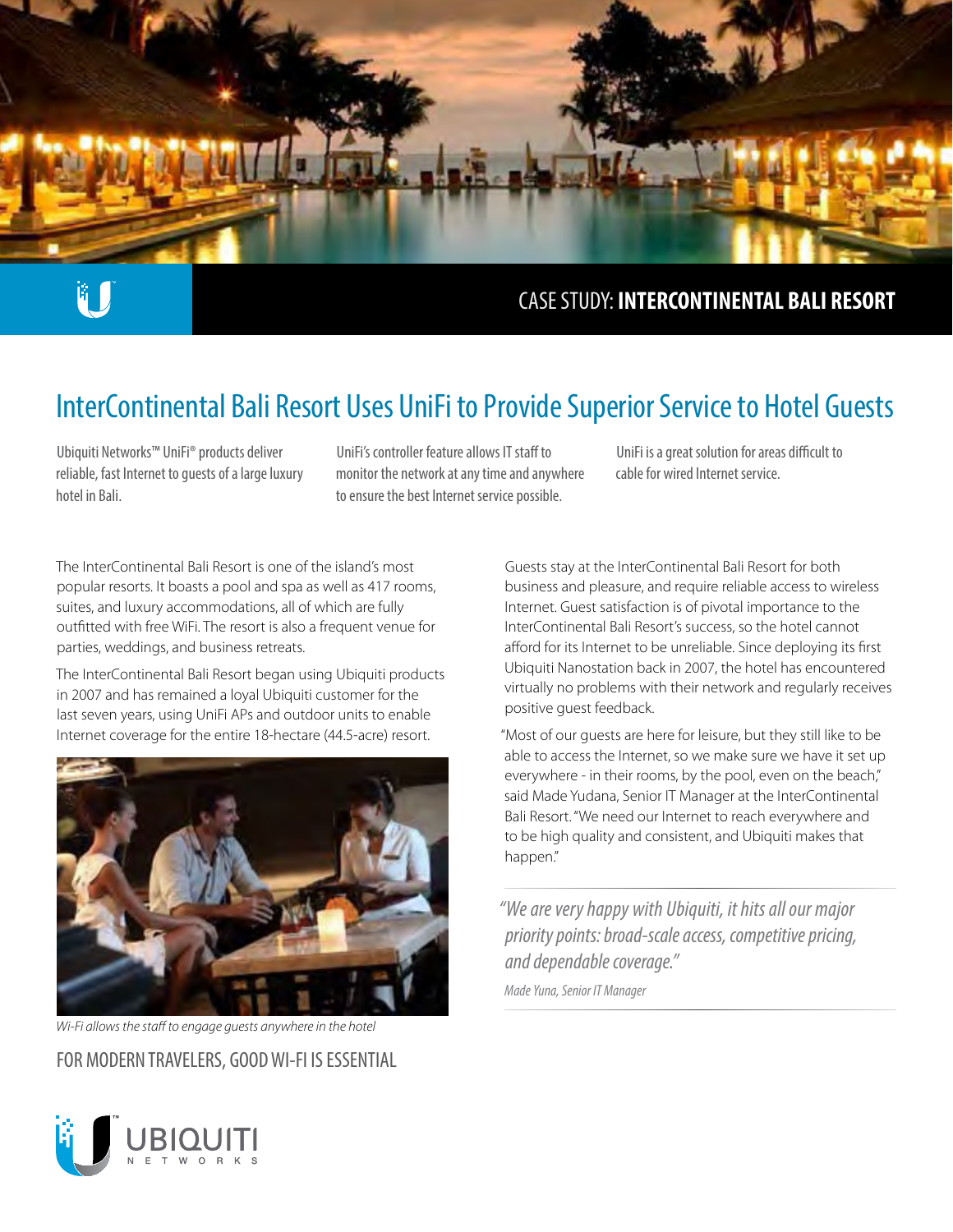CASE STUDY: **INTERCONTINENTAL BALI RESORT**

# InterContinental Bali Resort Uses UniFi to Provide Superior Service to Hotel Guests

Ubiquiti Networks™ UniFi® products deliver reliable, fast Internet to guests of a large luxury hotel in Bali.

UniFi's controller feature allows IT staff to monitor the network at any time and anywhere to ensure the best Internet service possible.

UniFi is a great solution for areas difficult to cable for wired Internet service.

The InterContinental Bali Resort is one of the island's most popular resorts. It boasts a pool and spa as well as 417 rooms, suites, and luxury accommodations, all of which are fully outfitted with free WiFi. The resort is also a frequent venue for parties, weddings, and business retreats.

The InterContinental Bali Resort began using Ubiquiti products in 2007 and has remained a loyal Ubiquiti customer for the last seven years, using UniFi APs and outdoor units to enable Internet coverage for the entire 18-hectare (44.5-acre) resort.

*Wi-Fi allows the staff to engage guests anywhere in the hotel*

## FOR MODERN TRAVELERS, GOOD WI-FI IS ESSENTIAL

Guests stay at the InterContinental Bali Resort for both business and pleasure, and require reliable access to wireless Internet. Guest satisfaction is of pivotal importance to the InterContinental Bali Resort's success, so the hotel cannot afford for its Internet to be unreliable. Since deploying its first Ubiquiti Nanostation back in 2007, the hotel has encountered virtually no problems with their network and regularly receives positive guest feedback.

"Most of our guests are here for leisure, but they still like to be able to access the Internet, so we make sure we have it set up everywhere - in their rooms, by the pool, even on the beach," said Made Yudana, Senior IT Manager at the InterContinental Bali Resort. "We need our Internet to reach everywhere and to be high quality and consistent, and Ubiquiti makes that happen."

> *"We are very happy with Ubiquiti, it hits all our major priority points: broad-scale access, competitive pricing, and dependable coverage."*
>
> *Made Yuna, Senior IT Manager*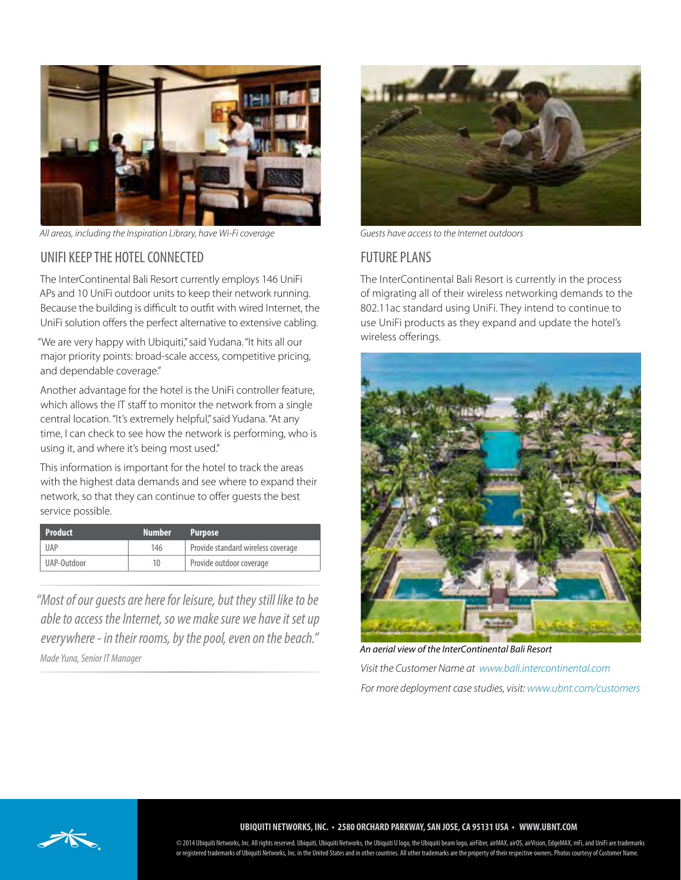*All areas, including the Inspiration Library, have Wi-Fi coverage*

## UNIFI KEEP THE HOTEL CONNECTED

The InterContinental Bali Resort currently employs 146 UniFi APs and 10 UniFi outdoor units to keep their network running. Because the building is difficult to outfit with wired Internet, the UniFi solution offers the perfect alternative to extensive cabling.

"We are very happy with Ubiquiti," said Yudana. "It hits all our major priority points: broad-scale access, competitive pricing, and dependable coverage."

Another advantage for the hotel is the UniFi controller feature, which allows the IT staff to monitor the network from a single central location. "It's extremely helpful," said Yudana. "At any time, I can check to see how the network is performing, who is using it, and where it's being most used."

This information is important for the hotel to track the areas with the highest data demands and see where to expand their network, so that they can continue to offer guests the best service possible.

| Product | Number | Purpose |
|---|---|---|
| UAP | 146 | Provide standard wireless coverage |
| UAP-Outdoor | 10 | Provide outdoor coverage |

*"Most of our guests are here for leisure, but they still like to be able to access the Internet, so we make sure we have it set up everywhere - in their rooms, by the pool, even on the beach."*

*Made Yuna, Senior IT Manager*

*Guests have access to the Internet outdoors*

## FUTURE PLANS

The InterContinental Bali Resort is currently in the process of migrating all of their wireless networking demands to the 802.11ac standard using UniFi. They intend to continue to use UniFi products as they expand and update the hotel's wireless offerings.

*An aerial view of the InterContinental Bali Resort*

*Visit the Customer Name at www.bali.intercontinental.com*

*For more deployment case studies, visit: www.ubnt.com/customers*

**UBIQUITI NETWORKS, INC. • 2580 ORCHARD PARKWAY, SAN JOSE, CA 95131 USA • WWW.UBNT.COM**

© 2014 Ubiquiti Networks, Inc. All rights reserved. Ubiquiti, Ubiquiti Networks, the Ubiquiti U logo, the Ubiquiti beam logo, airFiber, airMAX, airOS, airVision, EdgeMAX, mFi, and UniFi are trademarks or registered trademarks of Ubiquiti Networks, Inc. in the United States and in other countries. All other trademarks are the property of their respective owners. Photos courtesy of Customer Name.